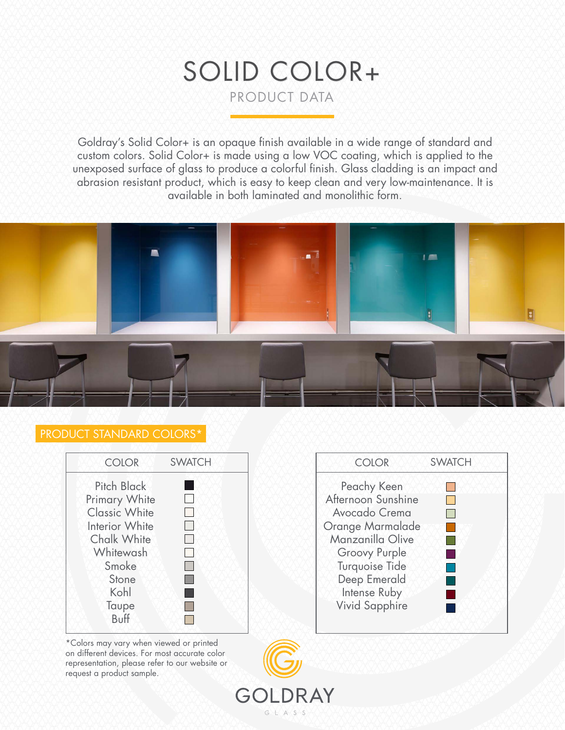# SOLID COLOR+

## PRODUCT DATA

Goldray's Solid Color+ is an opaque finish available in a wide range of standard and custom colors. Solid Color+ is made using a low VOC coating, which is applied to the unexposed surface of glass to produce a colorful finish. Glass cladding is an impact and abrasion resistant product, which is easy to keep clean and very low-maintenance. It is available in both laminated and monolithic form.

## PRODUCT STANDARD COLORS*

| COLOR | SWATCH |
|---|---|
| Pitch Black | |
| Primary White | |
| Classic White | |
| Interior White | |
| Chalk White | |
| Whitewash | |
| Smoke | |
| Stone | |
| Kohl | |
| Taupe | |
| Buff | |

| COLOR | SWATCH |
|---|---|
| Peachy Keen | |
| Afternoon Sunshine | |
| Avocado Crema | |
| Orange Marmalade | |
| Manzanilla Olive | |
| Groovy Purple | |
| Turquoise Tide | |
| Deep Emerald | |
| Intense Ruby | |
| Vivid Sapphire | |

*Colors may vary when viewed or printed on different devices. For most accurate color representation, please refer to our website or request a product sample.

GOLDRAY GLASS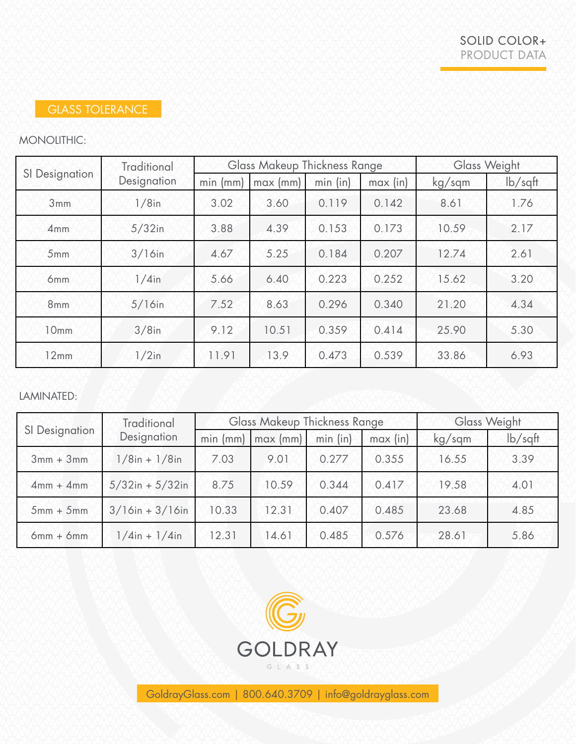## GLASS TOLERANCE

MONOLITHIC:

| SI Designation | Traditional Designation | Glass Makeup Thickness Range | | | | Glass Weight | |
|---|---|---|---|---|---|---|---|
| | | min (mm) | max (mm) | min (in) | max (in) | kg/sqm | lb/sqft |
| 3mm | 1/8in | 3.02 | 3.60 | 0.119 | 0.142 | 8.61 | 1.76 |
| 4mm | 5/32in | 3.88 | 4.39 | 0.153 | 0.173 | 10.59 | 2.17 |
| 5mm | 3/16in | 4.67 | 5.25 | 0.184 | 0.207 | 12.74 | 2.61 |
| 6mm | 1/4in | 5.66 | 6.40 | 0.223 | 0.252 | 15.62 | 3.20 |
| 8mm | 5/16in | 7.52 | 8.63 | 0.296 | 0.340 | 21.20 | 4.34 |
| 10mm | 3/8in | 9.12 | 10.51 | 0.359 | 0.414 | 25.90 | 5.30 |
| 12mm | 1/2in | 11.91 | 13.9 | 0.473 | 0.539 | 33.86 | 6.93 |

LAMINATED:

| SI Designation | Traditional Designation | Glass Makeup Thickness Range | | | | Glass Weight | |
|---|---|---|---|---|---|---|---|
| | | min (mm) | max (mm) | min (in) | max (in) | kg/sqm | lb/sqft |
| 3mm + 3mm | 1/8in + 1/8in | 7.03 | 9.01 | 0.277 | 0.355 | 16.55 | 3.39 |
| 4mm + 4mm | 5/32in + 5/32in | 8.75 | 10.59 | 0.344 | 0.417 | 19.58 | 4.01 |
| 5mm + 5mm | 3/16in + 3/16in | 10.33 | 12.31 | 0.407 | 0.485 | 23.68 | 4.85 |
| 6mm + 6mm | 1/4in + 1/4in | 12.31 | 14.61 | 0.485 | 0.576 | 28.61 | 5.86 |

GOLDRAY GLASS

GoldrayGlass.com | 800.640.3709 | info@goldrayglass.com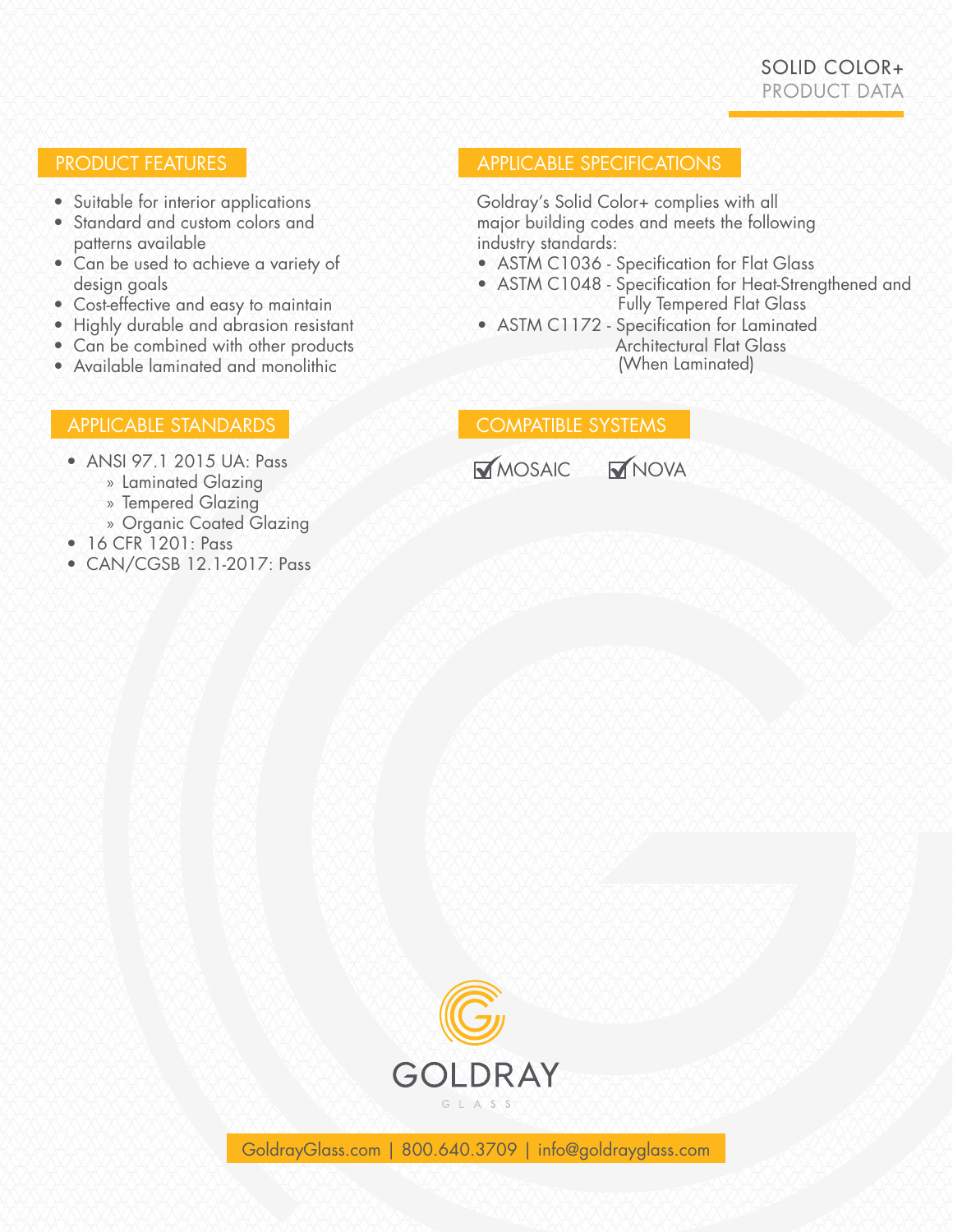# SOLID COLOR+

PRODUCT DATA

## PRODUCT FEATURES

- Suitable for interior applications
- Standard and custom colors and patterns available
- Can be used to achieve a variety of design goals
- Cost-effective and easy to maintain
- Highly durable and abrasion resistant
- Can be combined with other products
- Available laminated and monolithic

## APPLICABLE STANDARDS

- ANSI 97.1 2015 UA: Pass
  - Laminated Glazing
  - Tempered Glazing
  - Organic Coated Glazing
- 16 CFR 1201: Pass
- CAN/CGSB 12.1-2017: Pass

## APPLICABLE SPECIFICATIONS

Goldray's Solid Color+ complies with all major building codes and meets the following industry standards:

- ASTM C1036 - Specification for Flat Glass
- ASTM C1048 - Specification for Heat-Strengthened and Fully Tempered Flat Glass
- ASTM C1172 - Specification for Laminated Architectural Flat Glass (When Laminated)

## COMPATIBLE SYSTEMS

☑ MOSAIC ☑ NOVA

GOLDRAY GLASS

GoldrayGlass.com | 800.640.3709 | info@goldrayglass.com